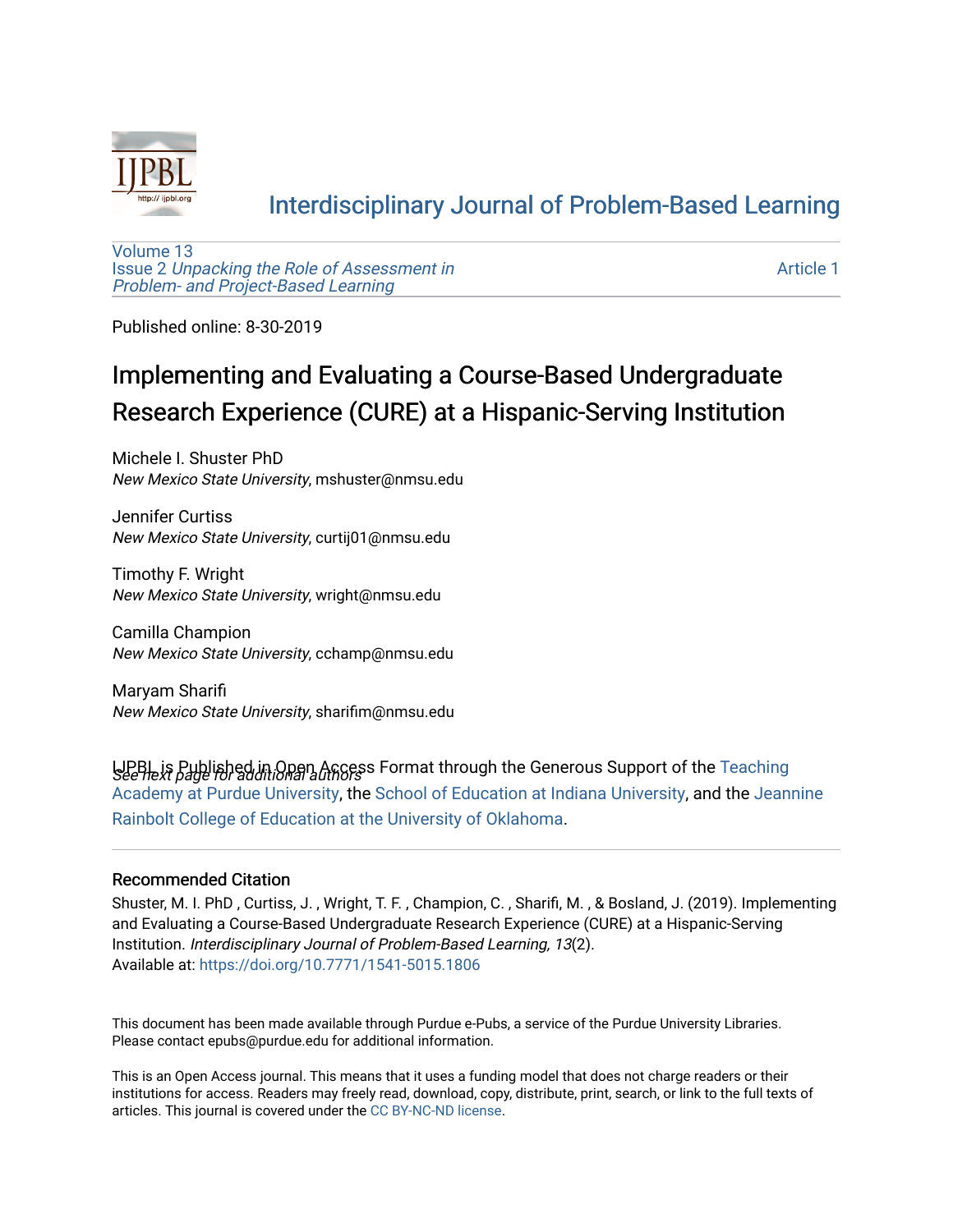Interdisciplinary Journal of Problem-Based Learning

Volume 13
Issue 2 *Unpacking the Role of Assessment in Problem- and Project-Based Learning*

Article 1

Published online: 8-30-2019

# Implementing and Evaluating a Course-Based Undergraduate Research Experience (CURE) at a Hispanic-Serving Institution

Michele I. Shuster PhD
*New Mexico State University*, mshuster@nmsu.edu

Jennifer Curtiss
*New Mexico State University*, curtij01@nmsu.edu

Timothy F. Wright
*New Mexico State University*, wright@nmsu.edu

Camilla Champion
*New Mexico State University*, cchamp@nmsu.edu

Maryam Sharifi
*New Mexico State University*, sharifim@nmsu.edu

*See next page for additional authors*

IJPBL is Published in Open Access Format through the Generous Support of the Teaching Academy at Purdue University, the School of Education at Indiana University, and the Jeannine Rainbolt College of Education at the University of Oklahoma.

## Recommended Citation

Shuster, M. I. PhD , Curtiss, J. , Wright, T. F. , Champion, C. , Sharifi, M. , & Bosland, J. (2019). Implementing and Evaluating a Course-Based Undergraduate Research Experience (CURE) at a Hispanic-Serving Institution. *Interdisciplinary Journal of Problem-Based Learning, 13*(2).
Available at: https://doi.org/10.7771/1541-5015.1806

This document has been made available through Purdue e-Pubs, a service of the Purdue University Libraries. Please contact epubs@purdue.edu for additional information.

This is an Open Access journal. This means that it uses a funding model that does not charge readers or their institutions for access. Readers may freely read, download, copy, distribute, print, search, or link to the full texts of articles. This journal is covered under the CC BY-NC-ND license.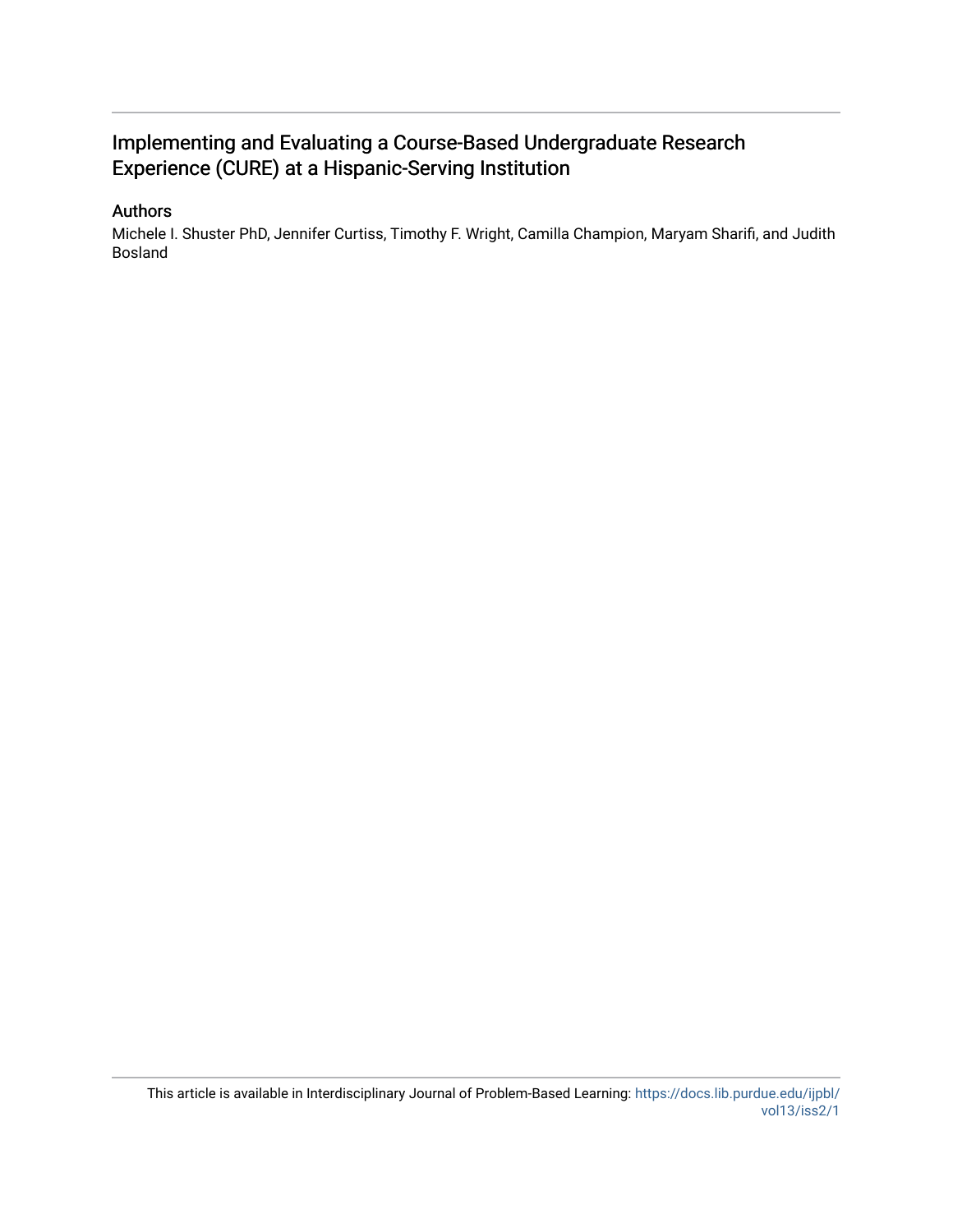# Implementing and Evaluating a Course-Based Undergraduate Research Experience (CURE) at a Hispanic-Serving Institution

## Authors

Michele I. Shuster PhD, Jennifer Curtiss, Timothy F. Wright, Camilla Champion, Maryam Sharifi, and Judith Bosland

This article is available in Interdisciplinary Journal of Problem-Based Learning: https://docs.lib.purdue.edu/ijpbl/vol13/iss2/1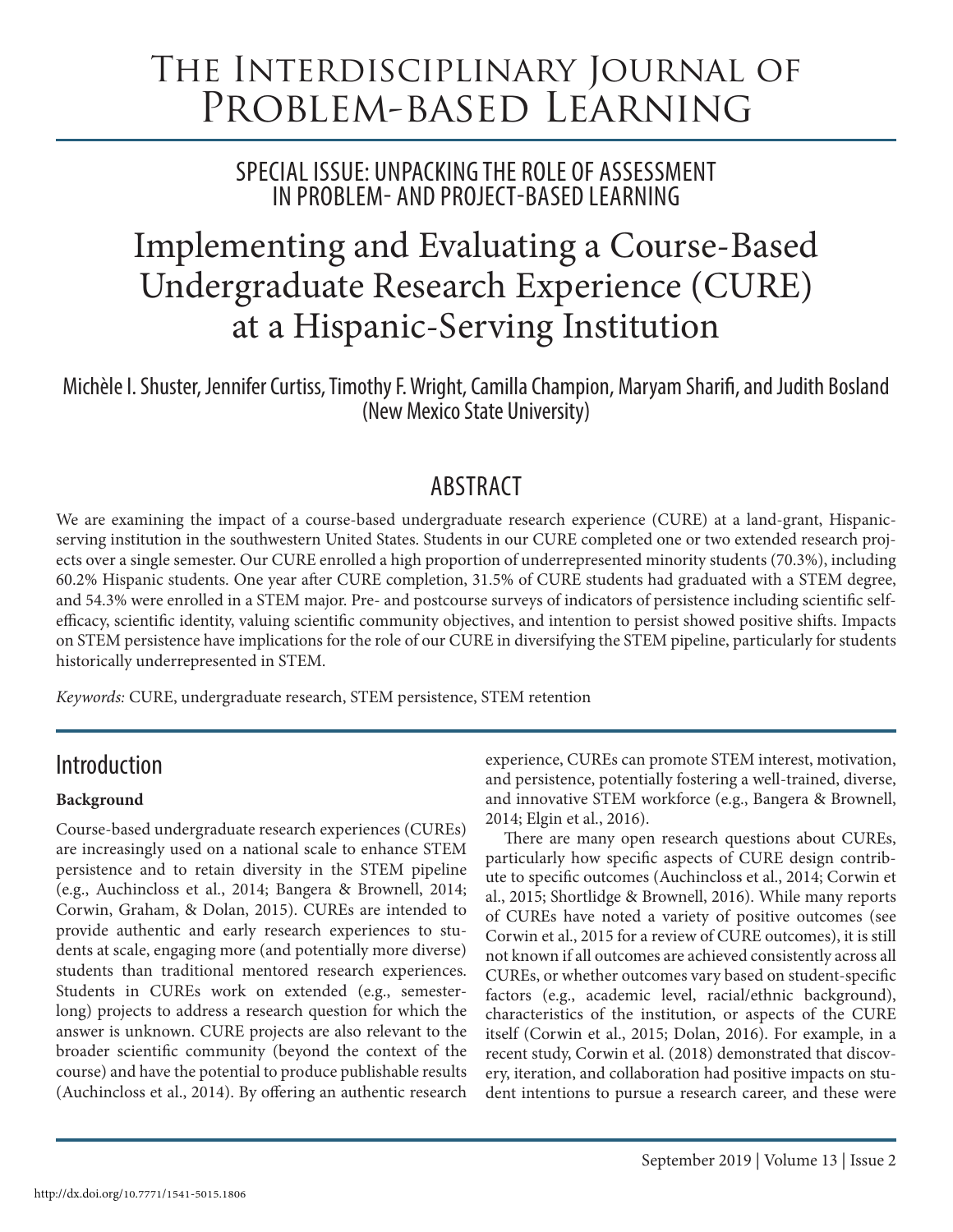# The Interdisciplinary Journal of Problem-based Learning

## SPECIAL ISSUE: UNPACKING THE ROLE OF ASSESSMENT IN PROBLEM- AND PROJECT-BASED LEARNING

# Implementing and Evaluating a Course-Based Undergraduate Research Experience (CURE) at a Hispanic-Serving Institution

Michèle I. Shuster, Jennifer Curtiss, Timothy F. Wright, Camilla Champion, Maryam Sharifi, and Judith Bosland (New Mexico State University)

## ABSTRACT

We are examining the impact of a course-based undergraduate research experience (CURE) at a land-grant, Hispanic-serving institution in the southwestern United States. Students in our CURE completed one or two extended research projects over a single semester. Our CURE enrolled a high proportion of underrepresented minority students (70.3%), including 60.2% Hispanic students. One year after CURE completion, 31.5% of CURE students had graduated with a STEM degree, and 54.3% were enrolled in a STEM major. Pre- and postcourse surveys of indicators of persistence including scientific self-efficacy, scientific identity, valuing scientific community objectives, and intention to persist showed positive shifts. Impacts on STEM persistence have implications for the role of our CURE in diversifying the STEM pipeline, particularly for students historically underrepresented in STEM.

*Keywords:* CURE, undergraduate research, STEM persistence, STEM retention

## Introduction

### Background

Course-based undergraduate research experiences (CUREs) are increasingly used on a national scale to enhance STEM persistence and to retain diversity in the STEM pipeline (e.g., Auchincloss et al., 2014; Bangera & Brownell, 2014; Corwin, Graham, & Dolan, 2015). CUREs are intended to provide authentic and early research experiences to students at scale, engaging more (and potentially more diverse) students than traditional mentored research experiences. Students in CUREs work on extended (e.g., semester-long) projects to address a research question for which the answer is unknown. CURE projects are also relevant to the broader scientific community (beyond the context of the course) and have the potential to produce publishable results (Auchincloss et al., 2014). By offering an authentic research experience, CUREs can promote STEM interest, motivation, and persistence, potentially fostering a well-trained, diverse, and innovative STEM workforce (e.g., Bangera & Brownell, 2014; Elgin et al., 2016).

There are many open research questions about CUREs, particularly how specific aspects of CURE design contribute to specific outcomes (Auchincloss et al., 2014; Corwin et al., 2015; Shortlidge & Brownell, 2016). While many reports of CUREs have noted a variety of positive outcomes (see Corwin et al., 2015 for a review of CURE outcomes), it is still not known if all outcomes are achieved consistently across all CUREs, or whether outcomes vary based on student-specific factors (e.g., academic level, racial/ethnic background), characteristics of the institution, or aspects of the CURE itself (Corwin et al., 2015; Dolan, 2016). For example, in a recent study, Corwin et al. (2018) demonstrated that discovery, iteration, and collaboration had positive impacts on student intentions to pursue a research career, and these were

http://dx.doi.org/10.7771/1541-5015.1806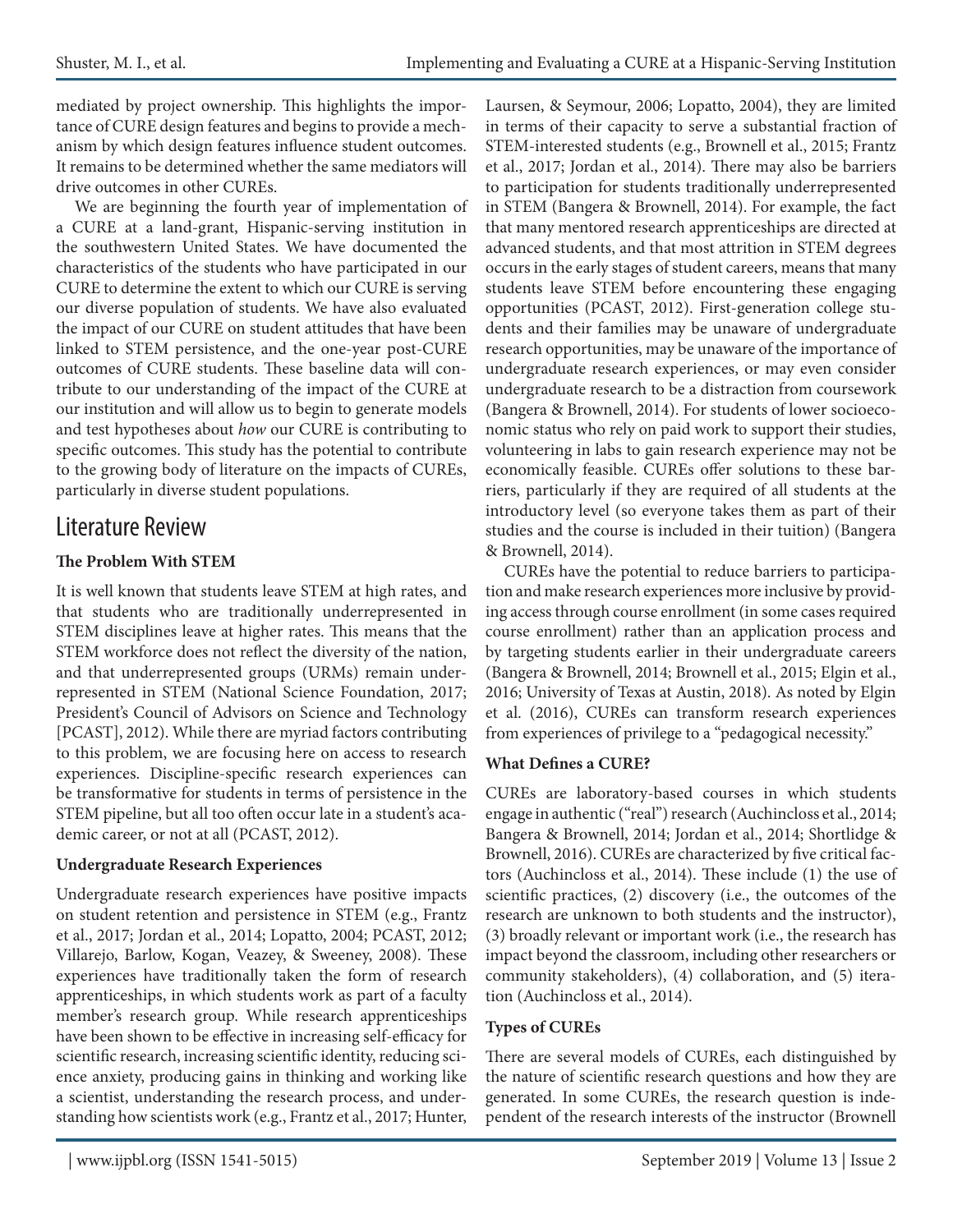mediated by project ownership. This highlights the importance of CURE design features and begins to provide a mechanism by which design features influence student outcomes. It remains to be determined whether the same mediators will drive outcomes in other CUREs.

We are beginning the fourth year of implementation of a CURE at a land-grant, Hispanic-serving institution in the southwestern United States. We have documented the characteristics of the students who have participated in our CURE to determine the extent to which our CURE is serving our diverse population of students. We have also evaluated the impact of our CURE on student attitudes that have been linked to STEM persistence, and the one-year post-CURE outcomes of CURE students. These baseline data will contribute to our understanding of the impact of the CURE at our institution and will allow us to begin to generate models and test hypotheses about *how* our CURE is contributing to specific outcomes. This study has the potential to contribute to the growing body of literature on the impacts of CUREs, particularly in diverse student populations.

## Literature Review

### The Problem With STEM

It is well known that students leave STEM at high rates, and that students who are traditionally underrepresented in STEM disciplines leave at higher rates. This means that the STEM workforce does not reflect the diversity of the nation, and that underrepresented groups (URMs) remain underrepresented in STEM (National Science Foundation, 2017; President's Council of Advisors on Science and Technology [PCAST], 2012). While there are myriad factors contributing to this problem, we are focusing here on access to research experiences. Discipline-specific research experiences can be transformative for students in terms of persistence in the STEM pipeline, but all too often occur late in a student's academic career, or not at all (PCAST, 2012).

### Undergraduate Research Experiences

Undergraduate research experiences have positive impacts on student retention and persistence in STEM (e.g., Frantz et al., 2017; Jordan et al., 2014; Lopatto, 2004; PCAST, 2012; Villarejo, Barlow, Kogan, Veazey, & Sweeney, 2008). These experiences have traditionally taken the form of research apprenticeships, in which students work as part of a faculty member's research group. While research apprenticeships have been shown to be effective in increasing self-efficacy for scientific research, increasing scientific identity, reducing science anxiety, producing gains in thinking and working like a scientist, understanding the research process, and understanding how scientists work (e.g., Frantz et al., 2017; Hunter, Laursen, & Seymour, 2006; Lopatto, 2004), they are limited in terms of their capacity to serve a substantial fraction of STEM-interested students (e.g., Brownell et al., 2015; Frantz et al., 2017; Jordan et al., 2014). There may also be barriers to participation for students traditionally underrepresented in STEM (Bangera & Brownell, 2014). For example, the fact that many mentored research apprenticeships are directed at advanced students, and that most attrition in STEM degrees occurs in the early stages of student careers, means that many students leave STEM before encountering these engaging opportunities (PCAST, 2012). First-generation college students and their families may be unaware of undergraduate research opportunities, may be unaware of the importance of undergraduate research experiences, or may even consider undergraduate research to be a distraction from coursework (Bangera & Brownell, 2014). For students of lower socioeconomic status who rely on paid work to support their studies, volunteering in labs to gain research experience may not be economically feasible. CUREs offer solutions to these barriers, particularly if they are required of all students at the introductory level (so everyone takes them as part of their studies and the course is included in their tuition) (Bangera & Brownell, 2014).

CUREs have the potential to reduce barriers to participation and make research experiences more inclusive by providing access through course enrollment (in some cases required course enrollment) rather than an application process and by targeting students earlier in their undergraduate careers (Bangera & Brownell, 2014; Brownell et al., 2015; Elgin et al., 2016; University of Texas at Austin, 2018). As noted by Elgin et al. (2016), CUREs can transform research experiences from experiences of privilege to a "pedagogical necessity."

### What Defines a CURE?

CUREs are laboratory-based courses in which students engage in authentic ("real") research (Auchincloss et al., 2014; Bangera & Brownell, 2014; Jordan et al., 2014; Shortlidge & Brownell, 2016). CUREs are characterized by five critical factors (Auchincloss et al., 2014). These include (1) the use of scientific practices, (2) discovery (i.e., the outcomes of the research are unknown to both students and the instructor), (3) broadly relevant or important work (i.e., the research has impact beyond the classroom, including other researchers or community stakeholders), (4) collaboration, and (5) iteration (Auchincloss et al., 2014).

### Types of CUREs

There are several models of CUREs, each distinguished by the nature of scientific research questions and how they are generated. In some CUREs, the research question is independent of the research interests of the instructor (Brownell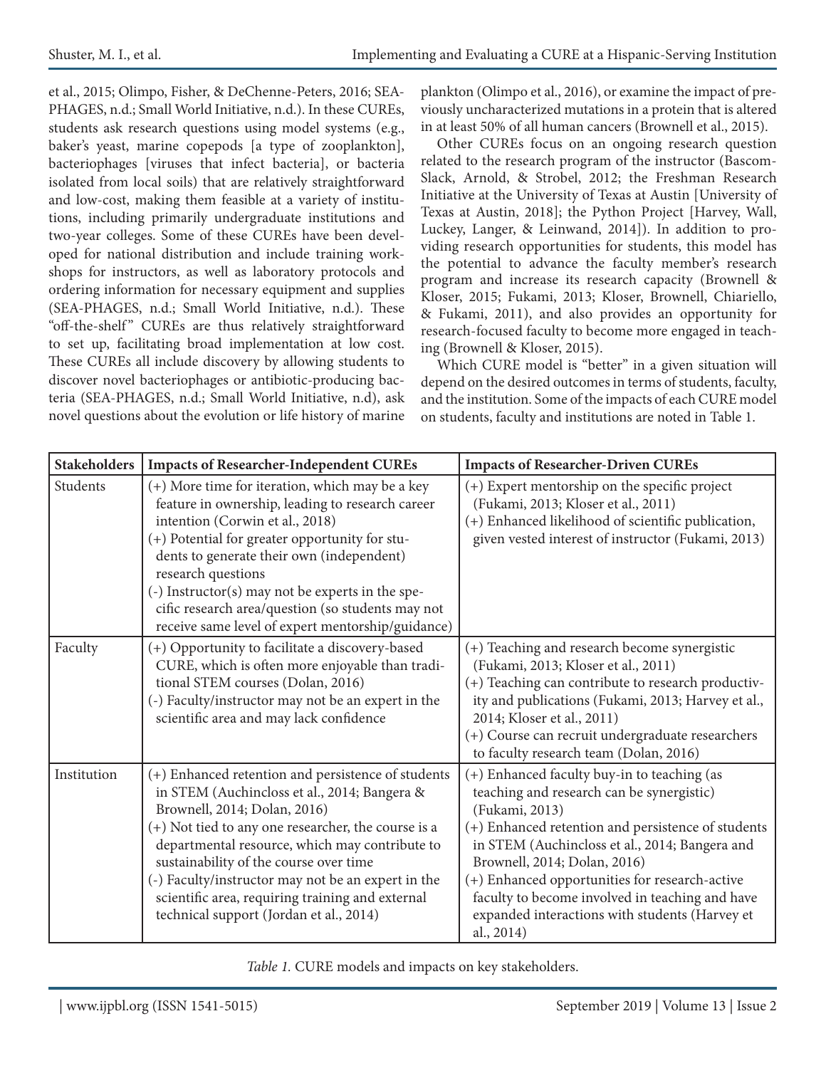et al., 2015; Olimpo, Fisher, & DeChenne-Peters, 2016; SEA-PHAGES, n.d.; Small World Initiative, n.d.). In these CUREs, students ask research questions using model systems (e.g., baker's yeast, marine copepods [a type of zooplankton], bacteriophages [viruses that infect bacteria], or bacteria isolated from local soils) that are relatively straightforward and low-cost, making them feasible at a variety of institutions, including primarily undergraduate institutions and two-year colleges. Some of these CUREs have been developed for national distribution and include training workshops for instructors, as well as laboratory protocols and ordering information for necessary equipment and supplies (SEA-PHAGES, n.d.; Small World Initiative, n.d.). These "off-the-shelf" CUREs are thus relatively straightforward to set up, facilitating broad implementation at low cost. These CUREs all include discovery by allowing students to discover novel bacteriophages or antibiotic-producing bacteria (SEA-PHAGES, n.d.; Small World Initiative, n.d), ask novel questions about the evolution or life history of marine plankton (Olimpo et al., 2016), or examine the impact of previously uncharacterized mutations in a protein that is altered in at least 50% of all human cancers (Brownell et al., 2015).

Other CUREs focus on an ongoing research question related to the research program of the instructor (Bascom-Slack, Arnold, & Strobel, 2012; the Freshman Research Initiative at the University of Texas at Austin [University of Texas at Austin, 2018]; the Python Project [Harvey, Wall, Luckey, Langer, & Leinwand, 2014]). In addition to providing research opportunities for students, this model has the potential to advance the faculty member's research program and increase its research capacity (Brownell & Kloser, 2015; Fukami, 2013; Kloser, Brownell, Chiariello, & Fukami, 2011), and also provides an opportunity for research-focused faculty to become more engaged in teaching (Brownell & Kloser, 2015).

Which CURE model is "better" in a given situation will depend on the desired outcomes in terms of students, faculty, and the institution. Some of the impacts of each CURE model on students, faculty and institutions are noted in Table 1.

| Stakeholders | Impacts of Researcher-Independent CUREs | Impacts of Researcher-Driven CUREs |
|---|---|---|
| Students | (+) More time for iteration, which may be a key feature in ownership, leading to research career intention (Corwin et al., 2018)<br>(+) Potential for greater opportunity for students to generate their own (independent) research questions<br>(-) Instructor(s) may not be experts in the specific research area/question (so students may not receive same level of expert mentorship/guidance) | (+) Expert mentorship on the specific project (Fukami, 2013; Kloser et al., 2011)<br>(+) Enhanced likelihood of scientific publication, given vested interest of instructor (Fukami, 2013) |
| Faculty | (+) Opportunity to facilitate a discovery-based CURE, which is often more enjoyable than traditional STEM courses (Dolan, 2016)<br>(-) Faculty/instructor may not be an expert in the scientific area and may lack confidence | (+) Teaching and research become synergistic (Fukami, 2013; Kloser et al., 2011)<br>(+) Teaching can contribute to research productivity and publications (Fukami, 2013; Harvey et al., 2014; Kloser et al., 2011)<br>(+) Course can recruit undergraduate researchers to faculty research team (Dolan, 2016) |
| Institution | (+) Enhanced retention and persistence of students in STEM (Auchincloss et al., 2014; Bangera & Brownell, 2014; Dolan, 2016)<br>(+) Not tied to any one researcher, the course is a departmental resource, which may contribute to sustainability of the course over time<br>(-) Faculty/instructor may not be an expert in the scientific area, requiring training and external technical support (Jordan et al., 2014) | (+) Enhanced faculty buy-in to teaching (as teaching and research can be synergistic) (Fukami, 2013)<br>(+) Enhanced retention and persistence of students in STEM (Auchincloss et al., 2014; Bangera and Brownell, 2014; Dolan, 2016)<br>(+) Enhanced opportunities for research-active faculty to become involved in teaching and have expanded interactions with students (Harvey et al., 2014) |

*Table 1.* CURE models and impacts on key stakeholders.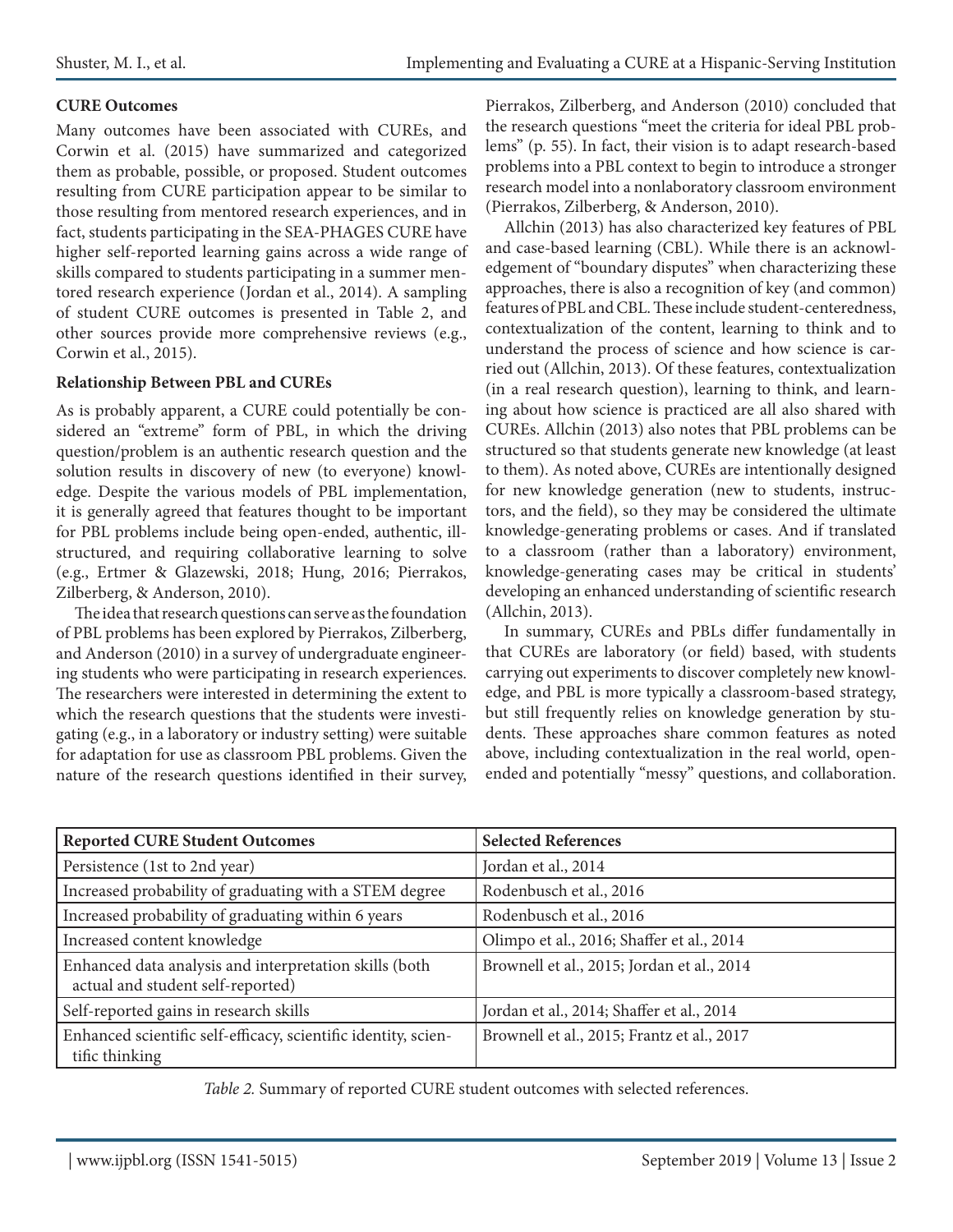### CURE Outcomes

Many outcomes have been associated with CUREs, and Corwin et al. (2015) have summarized and categorized them as probable, possible, or proposed. Student outcomes resulting from CURE participation appear to be similar to those resulting from mentored research experiences, and in fact, students participating in the SEA-PHAGES CURE have higher self-reported learning gains across a wide range of skills compared to students participating in a summer mentored research experience (Jordan et al., 2014). A sampling of student CURE outcomes is presented in Table 2, and other sources provide more comprehensive reviews (e.g., Corwin et al., 2015).

### Relationship Between PBL and CUREs

As is probably apparent, a CURE could potentially be considered an "extreme" form of PBL, in which the driving question/problem is an authentic research question and the solution results in discovery of new (to everyone) knowledge. Despite the various models of PBL implementation, it is generally agreed that features thought to be important for PBL problems include being open-ended, authentic, ill-structured, and requiring collaborative learning to solve (e.g., Ertmer & Glazewski, 2018; Hung, 2016; Pierrakos, Zilberberg, & Anderson, 2010).

The idea that research questions can serve as the foundation of PBL problems has been explored by Pierrakos, Zilberberg, and Anderson (2010) in a survey of undergraduate engineering students who were participating in research experiences. The researchers were interested in determining the extent to which the research questions that the students were investigating (e.g., in a laboratory or industry setting) were suitable for adaptation for use as classroom PBL problems. Given the nature of the research questions identified in their survey, Pierrakos, Zilberberg, and Anderson (2010) concluded that the research questions "meet the criteria for ideal PBL problems" (p. 55). In fact, their vision is to adapt research-based problems into a PBL context to begin to introduce a stronger research model into a nonlaboratory classroom environment (Pierrakos, Zilberberg, & Anderson, 2010).

Allchin (2013) has also characterized key features of PBL and case-based learning (CBL). While there is an acknowledgement of "boundary disputes" when characterizing these approaches, there is also a recognition of key (and common) features of PBL and CBL. These include student-centeredness, contextualization of the content, learning to think and to understand the process of science and how science is carried out (Allchin, 2013). Of these features, contextualization (in a real research question), learning to think, and learning about how science is practiced are all also shared with CUREs. Allchin (2013) also notes that PBL problems can be structured so that students generate new knowledge (at least to them). As noted above, CUREs are intentionally designed for new knowledge generation (new to students, instructors, and the field), so they may be considered the ultimate knowledge-generating problems or cases. And if translated to a classroom (rather than a laboratory) environment, knowledge-generating cases may be critical in students' developing an enhanced understanding of scientific research (Allchin, 2013).

In summary, CUREs and PBLs differ fundamentally in that CUREs are laboratory (or field) based, with students carrying out experiments to discover completely new knowledge, and PBL is more typically a classroom-based strategy, but still frequently relies on knowledge generation by students. These approaches share common features as noted above, including contextualization in the real world, open-ended and potentially "messy" questions, and collaboration.

| Reported CURE Student Outcomes | Selected References |
|---|---|
| Persistence (1st to 2nd year) | Jordan et al., 2014 |
| Increased probability of graduating with a STEM degree | Rodenbusch et al., 2016 |
| Increased probability of graduating within 6 years | Rodenbusch et al., 2016 |
| Increased content knowledge | Olimpo et al., 2016; Shaffer et al., 2014 |
| Enhanced data analysis and interpretation skills (both actual and student self-reported) | Brownell et al., 2015; Jordan et al., 2014 |
| Self-reported gains in research skills | Jordan et al., 2014; Shaffer et al., 2014 |
| Enhanced scientific self-efficacy, scientific identity, scientific thinking | Brownell et al., 2015; Frantz et al., 2017 |

*Table 2.* Summary of reported CURE student outcomes with selected references.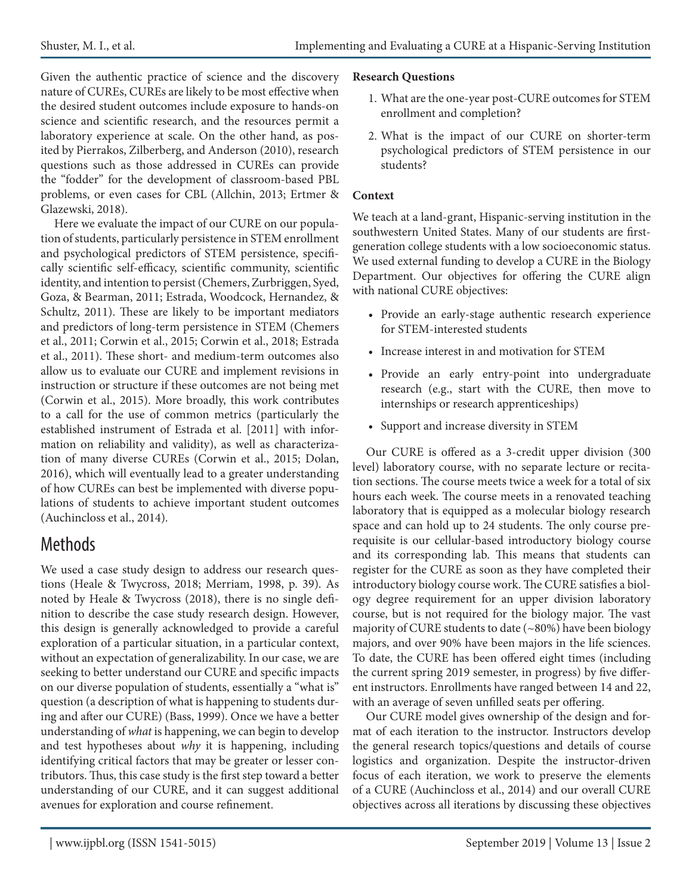Given the authentic practice of science and the discovery nature of CUREs, CUREs are likely to be most effective when the desired student outcomes include exposure to hands-on science and scientific research, and the resources permit a laboratory experience at scale. On the other hand, as posited by Pierrakos, Zilberberg, and Anderson (2010), research questions such as those addressed in CUREs can provide the "fodder" for the development of classroom-based PBL problems, or even cases for CBL (Allchin, 2013; Ertmer & Glazewski, 2018).

Here we evaluate the impact of our CURE on our population of students, particularly persistence in STEM enrollment and psychological predictors of STEM persistence, specifically scientific self-efficacy, scientific community, scientific identity, and intention to persist (Chemers, Zurbriggen, Syed, Goza, & Bearman, 2011; Estrada, Woodcock, Hernandez, & Schultz, 2011). These are likely to be important mediators and predictors of long-term persistence in STEM (Chemers et al., 2011; Corwin et al., 2015; Corwin et al., 2018; Estrada et al., 2011). These short- and medium-term outcomes also allow us to evaluate our CURE and implement revisions in instruction or structure if these outcomes are not being met (Corwin et al., 2015). More broadly, this work contributes to a call for the use of common metrics (particularly the established instrument of Estrada et al. [2011] with information on reliability and validity), as well as characterization of many diverse CUREs (Corwin et al., 2015; Dolan, 2016), which will eventually lead to a greater understanding of how CUREs can best be implemented with diverse populations of students to achieve important student outcomes (Auchincloss et al., 2014).

## Methods

We used a case study design to address our research questions (Heale & Twycross, 2018; Merriam, 1998, p. 39). As noted by Heale & Twycross (2018), there is no single definition to describe the case study research design. However, this design is generally acknowledged to provide a careful exploration of a particular situation, in a particular context, without an expectation of generalizability. In our case, we are seeking to better understand our CURE and specific impacts on our diverse population of students, essentially a "what is" question (a description of what is happening to students during and after our CURE) (Bass, 1999). Once we have a better understanding of *what* is happening, we can begin to develop and test hypotheses about *why* it is happening, including identifying critical factors that may be greater or lesser contributors. Thus, this case study is the first step toward a better understanding of our CURE, and it can suggest additional avenues for exploration and course refinement.

**Research Questions**

1. What are the one-year post-CURE outcomes for STEM enrollment and completion?
2. What is the impact of our CURE on shorter-term psychological predictors of STEM persistence in our students?

**Context**

We teach at a land-grant, Hispanic-serving institution in the southwestern United States. Many of our students are first-generation college students with a low socioeconomic status. We used external funding to develop a CURE in the Biology Department. Our objectives for offering the CURE align with national CURE objectives:

- Provide an early-stage authentic research experience for STEM-interested students
- Increase interest in and motivation for STEM
- Provide an early entry-point into undergraduate research (e.g., start with the CURE, then move to internships or research apprenticeships)
- Support and increase diversity in STEM

Our CURE is offered as a 3-credit upper division (300 level) laboratory course, with no separate lecture or recitation sections. The course meets twice a week for a total of six hours each week. The course meets in a renovated teaching laboratory that is equipped as a molecular biology research space and can hold up to 24 students. The only course prerequisite is our cellular-based introductory biology course and its corresponding lab. This means that students can register for the CURE as soon as they have completed their introductory biology course work. The CURE satisfies a biology degree requirement for an upper division laboratory course, but is not required for the biology major. The vast majority of CURE students to date (~80%) have been biology majors, and over 90% have been majors in the life sciences. To date, the CURE has been offered eight times (including the current spring 2019 semester, in progress) by five different instructors. Enrollments have ranged between 14 and 22, with an average of seven unfilled seats per offering.

Our CURE model gives ownership of the design and format of each iteration to the instructor. Instructors develop the general research topics/questions and details of course logistics and organization. Despite the instructor-driven focus of each iteration, we work to preserve the elements of a CURE (Auchincloss et al., 2014) and our overall CURE objectives across all iterations by discussing these objectives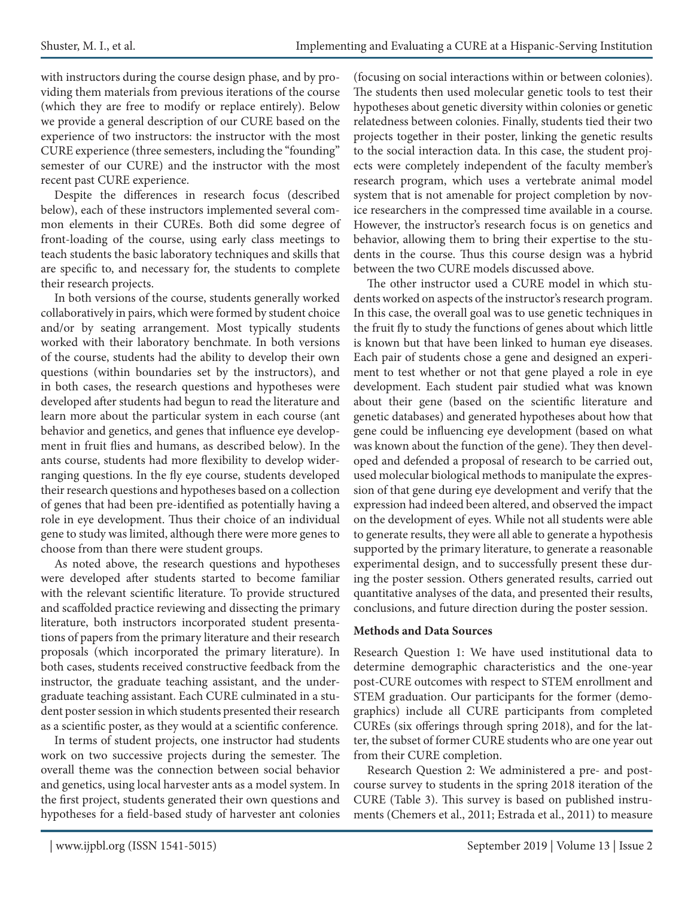with instructors during the course design phase, and by providing them materials from previous iterations of the course (which they are free to modify or replace entirely). Below we provide a general description of our CURE based on the experience of two instructors: the instructor with the most CURE experience (three semesters, including the "founding" semester of our CURE) and the instructor with the most recent past CURE experience.

Despite the differences in research focus (described below), each of these instructors implemented several common elements in their CUREs. Both did some degree of front-loading of the course, using early class meetings to teach students the basic laboratory techniques and skills that are specific to, and necessary for, the students to complete their research projects.

In both versions of the course, students generally worked collaboratively in pairs, which were formed by student choice and/or by seating arrangement. Most typically students worked with their laboratory benchmate. In both versions of the course, students had the ability to develop their own questions (within boundaries set by the instructors), and in both cases, the research questions and hypotheses were developed after students had begun to read the literature and learn more about the particular system in each course (ant behavior and genetics, and genes that influence eye development in fruit flies and humans, as described below). In the ants course, students had more flexibility to develop wider-ranging questions. In the fly eye course, students developed their research questions and hypotheses based on a collection of genes that had been pre-identified as potentially having a role in eye development. Thus their choice of an individual gene to study was limited, although there were more genes to choose from than there were student groups.

As noted above, the research questions and hypotheses were developed after students started to become familiar with the relevant scientific literature. To provide structured and scaffolded practice reviewing and dissecting the primary literature, both instructors incorporated student presentations of papers from the primary literature and their research proposals (which incorporated the primary literature). In both cases, students received constructive feedback from the instructor, the graduate teaching assistant, and the undergraduate teaching assistant. Each CURE culminated in a student poster session in which students presented their research as a scientific poster, as they would at a scientific conference.

In terms of student projects, one instructor had students work on two successive projects during the semester. The overall theme was the connection between social behavior and genetics, using local harvester ants as a model system. In the first project, students generated their own questions and hypotheses for a field-based study of harvester ant colonies (focusing on social interactions within or between colonies). The students then used molecular genetic tools to test their hypotheses about genetic diversity within colonies or genetic relatedness between colonies. Finally, students tied their two projects together in their poster, linking the genetic results to the social interaction data. In this case, the student projects were completely independent of the faculty member's research program, which uses a vertebrate animal model system that is not amenable for project completion by novice researchers in the compressed time available in a course. However, the instructor's research focus is on genetics and behavior, allowing them to bring their expertise to the students in the course. Thus this course design was a hybrid between the two CURE models discussed above.

The other instructor used a CURE model in which students worked on aspects of the instructor's research program. In this case, the overall goal was to use genetic techniques in the fruit fly to study the functions of genes about which little is known but that have been linked to human eye diseases. Each pair of students chose a gene and designed an experiment to test whether or not that gene played a role in eye development. Each student pair studied what was known about their gene (based on the scientific literature and genetic databases) and generated hypotheses about how that gene could be influencing eye development (based on what was known about the function of the gene). They then developed and defended a proposal of research to be carried out, used molecular biological methods to manipulate the expression of that gene during eye development and verify that the expression had indeed been altered, and observed the impact on the development of eyes. While not all students were able to generate results, they were all able to generate a hypothesis supported by the primary literature, to generate a reasonable experimental design, and to successfully present these during the poster session. Others generated results, carried out quantitative analyses of the data, and presented their results, conclusions, and future direction during the poster session.

**Methods and Data Sources**

Research Question 1: We have used institutional data to determine demographic characteristics and the one-year post-CURE outcomes with respect to STEM enrollment and STEM graduation. Our participants for the former (demographics) include all CURE participants from completed CUREs (six offerings through spring 2018), and for the latter, the subset of former CURE students who are one year out from their CURE completion.

Research Question 2: We administered a pre- and post-course survey to students in the spring 2018 iteration of the CURE (Table 3). This survey is based on published instruments (Chemers et al., 2011; Estrada et al., 2011) to measure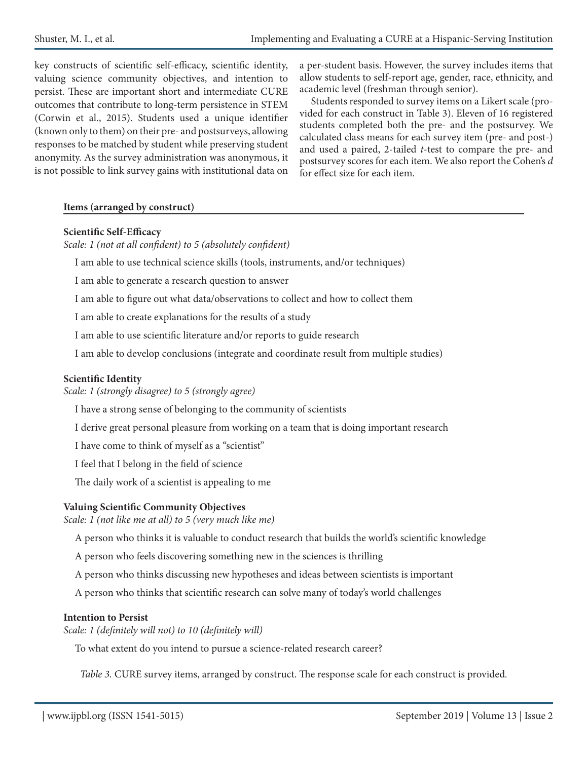key constructs of scientific self-efficacy, scientific identity, valuing science community objectives, and intention to persist. These are important short and intermediate CURE outcomes that contribute to long-term persistence in STEM (Corwin et al., 2015). Students used a unique identifier (known only to them) on their pre- and postsurveys, allowing responses to be matched by student while preserving student anonymity. As the survey administration was anonymous, it is not possible to link survey gains with institutional data on a per-student basis. However, the survey includes items that allow students to self-report age, gender, race, ethnicity, and academic level (freshman through senior).

Students responded to survey items on a Likert scale (provided for each construct in Table 3). Eleven of 16 registered students completed both the pre- and the postsurvey. We calculated class means for each survey item (pre- and post-) and used a paired, 2-tailed *t*-test to compare the pre- and postsurvey scores for each item. We also report the Cohen's *d* for effect size for each item.

| **Items (arranged by construct)** |
|---|
| **Scientific Self-Efficacy** |
| *Scale: 1 (not at all confident) to 5 (absolutely confident)* |
| I am able to use technical science skills (tools, instruments, and/or techniques) |
| I am able to generate a research question to answer |
| I am able to figure out what data/observations to collect and how to collect them |
| I am able to create explanations for the results of a study |
| I am able to use scientific literature and/or reports to guide research |
| I am able to develop conclusions (integrate and coordinate result from multiple studies) |
| **Scientific Identity** |
| *Scale: 1 (strongly disagree) to 5 (strongly agree)* |
| I have a strong sense of belonging to the community of scientists |
| I derive great personal pleasure from working on a team that is doing important research |
| I have come to think of myself as a "scientist" |
| I feel that I belong in the field of science |
| The daily work of a scientist is appealing to me |
| **Valuing Scientific Community Objectives** |
| *Scale: 1 (not like me at all) to 5 (very much like me)* |
| A person who thinks it is valuable to conduct research that builds the world's scientific knowledge |
| A person who feels discovering something new in the sciences is thrilling |
| A person who thinks discussing new hypotheses and ideas between scientists is important |
| A person who thinks that scientific research can solve many of today's world challenges |
| **Intention to Persist** |
| *Scale: 1 (definitely will not) to 10 (definitely will)* |
| To what extent do you intend to pursue a science-related research career? |

*Table 3.* CURE survey items, arranged by construct. The response scale for each construct is provided.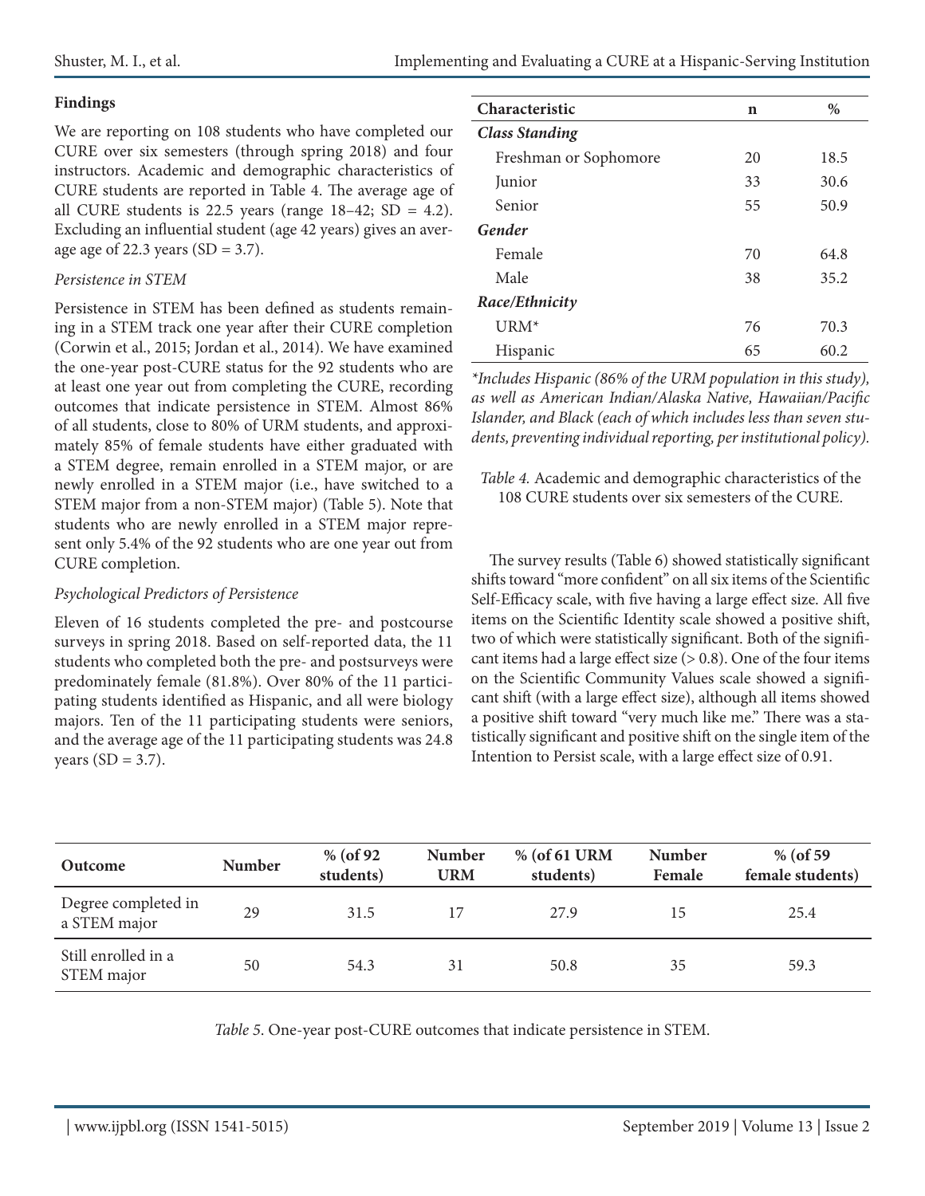### Findings

We are reporting on 108 students who have completed our CURE over six semesters (through spring 2018) and four instructors. Academic and demographic characteristics of CURE students are reported in Table 4. The average age of all CURE students is 22.5 years (range 18–42; SD = 4.2). Excluding an influential student (age 42 years) gives an average age of 22.3 years (SD = 3.7).

*Persistence in STEM*

Persistence in STEM has been defined as students remaining in a STEM track one year after their CURE completion (Corwin et al., 2015; Jordan et al., 2014). We have examined the one-year post-CURE status for the 92 students who are at least one year out from completing the CURE, recording outcomes that indicate persistence in STEM. Almost 86% of all students, close to 80% of URM students, and approximately 85% of female students have either graduated with a STEM degree, remain enrolled in a STEM major, or are newly enrolled in a STEM major (i.e., have switched to a STEM major from a non-STEM major) (Table 5). Note that students who are newly enrolled in a STEM major represent only 5.4% of the 92 students who are one year out from CURE completion.

*Psychological Predictors of Persistence*

Eleven of 16 students completed the pre- and postcourse surveys in spring 2018. Based on self-reported data, the 11 students who completed both the pre- and postsurveys were predominately female (81.8%). Over 80% of the 11 participating students identified as Hispanic, and all were biology majors. Ten of the 11 participating students were seniors, and the average age of the 11 participating students was 24.8 years (SD = 3.7).

| Characteristic | n | % |
|---|---|---|
| ***Class Standing*** | | |
| Freshman or Sophomore | 20 | 18.5 |
| Junior | 33 | 30.6 |
| Senior | 55 | 50.9 |
| ***Gender*** | | |
| Female | 70 | 64.8 |
| Male | 38 | 35.2 |
| ***Race/Ethnicity*** | | |
| URM* | 76 | 70.3 |
| Hispanic | 65 | 60.2 |

**Includes Hispanic (86% of the URM population in this study), as well as American Indian/Alaska Native, Hawaiian/Pacific Islander, and Black (each of which includes less than seven students, preventing individual reporting, per institutional policy).*

*Table 4.* Academic and demographic characteristics of the 108 CURE students over six semesters of the CURE.

The survey results (Table 6) showed statistically significant shifts toward "more confident" on all six items of the Scientific Self-Efficacy scale, with five having a large effect size. All five items on the Scientific Identity scale showed a positive shift, two of which were statistically significant. Both of the significant items had a large effect size (> 0.8). One of the four items on the Scientific Community Values scale showed a significant shift (with a large effect size), although all items showed a positive shift toward "very much like me." There was a statistically significant and positive shift on the single item of the Intention to Persist scale, with a large effect size of 0.91.

| Outcome | Number | % (of 92 students) | Number URM | % (of 61 URM students) | Number Female | % (of 59 female students) |
|---|---|---|---|---|---|---|
| Degree completed in a STEM major | 29 | 31.5 | 17 | 27.9 | 15 | 25.4 |
| Still enrolled in a STEM major | 50 | 54.3 | 31 | 50.8 | 35 | 59.3 |

*Table 5.* One-year post-CURE outcomes that indicate persistence in STEM.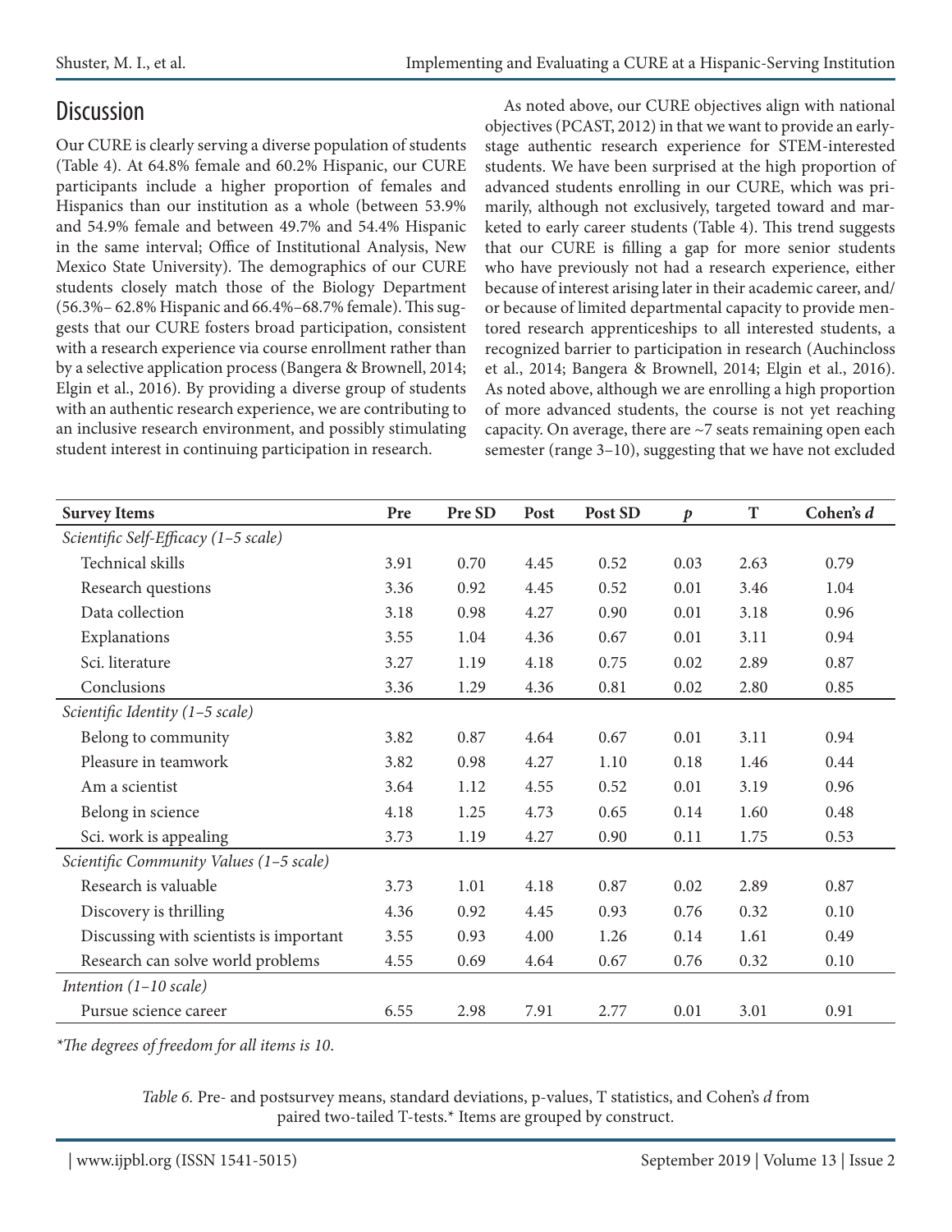## Discussion

Our CURE is clearly serving a diverse population of students (Table 4). At 64.8% female and 60.2% Hispanic, our CURE participants include a higher proportion of females and Hispanics than our institution as a whole (between 53.9% and 54.9% female and between 49.7% and 54.4% Hispanic in the same interval; Office of Institutional Analysis, New Mexico State University). The demographics of our CURE students closely match those of the Biology Department (56.3%– 62.8% Hispanic and 66.4%–68.7% female). This suggests that our CURE fosters broad participation, consistent with a research experience via course enrollment rather than by a selective application process (Bangera & Brownell, 2014; Elgin et al., 2016). By providing a diverse group of students with an authentic research experience, we are contributing to an inclusive research environment, and possibly stimulating student interest in continuing participation in research.

As noted above, our CURE objectives align with national objectives (PCAST, 2012) in that we want to provide an early-stage authentic research experience for STEM-interested students. We have been surprised at the high proportion of advanced students enrolling in our CURE, which was primarily, although not exclusively, targeted toward and marketed to early career students (Table 4). This trend suggests that our CURE is filling a gap for more senior students who have previously not had a research experience, either because of interest arising later in their academic career, and/or because of limited departmental capacity to provide mentored research apprenticeships to all interested students, a recognized barrier to participation in research (Auchincloss et al., 2014; Bangera & Brownell, 2014; Elgin et al., 2016). As noted above, although we are enrolling a high proportion of more advanced students, the course is not yet reaching capacity. On average, there are ~7 seats remaining open each semester (range 3–10), suggesting that we have not excluded

| Survey Items | Pre | Pre SD | Post | Post SD | *p* | T | Cohen's *d* |
|---|---|---|---|---|---|---|---|
| *Scientific Self-Efficacy (1–5 scale)* | | | | | | | |
| Technical skills | 3.91 | 0.70 | 4.45 | 0.52 | 0.03 | 2.63 | 0.79 |
| Research questions | 3.36 | 0.92 | 4.45 | 0.52 | 0.01 | 3.46 | 1.04 |
| Data collection | 3.18 | 0.98 | 4.27 | 0.90 | 0.01 | 3.18 | 0.96 |
| Explanations | 3.55 | 1.04 | 4.36 | 0.67 | 0.01 | 3.11 | 0.94 |
| Sci. literature | 3.27 | 1.19 | 4.18 | 0.75 | 0.02 | 2.89 | 0.87 |
| Conclusions | 3.36 | 1.29 | 4.36 | 0.81 | 0.02 | 2.80 | 0.85 |
| *Scientific Identity (1–5 scale)* | | | | | | | |
| Belong to community | 3.82 | 0.87 | 4.64 | 0.67 | 0.01 | 3.11 | 0.94 |
| Pleasure in teamwork | 3.82 | 0.98 | 4.27 | 1.10 | 0.18 | 1.46 | 0.44 |
| Am a scientist | 3.64 | 1.12 | 4.55 | 0.52 | 0.01 | 3.19 | 0.96 |
| Belong in science | 4.18 | 1.25 | 4.73 | 0.65 | 0.14 | 1.60 | 0.48 |
| Sci. work is appealing | 3.73 | 1.19 | 4.27 | 0.90 | 0.11 | 1.75 | 0.53 |
| *Scientific Community Values (1–5 scale)* | | | | | | | |
| Research is valuable | 3.73 | 1.01 | 4.18 | 0.87 | 0.02 | 2.89 | 0.87 |
| Discovery is thrilling | 4.36 | 0.92 | 4.45 | 0.93 | 0.76 | 0.32 | 0.10 |
| Discussing with scientists is important | 3.55 | 0.93 | 4.00 | 1.26 | 0.14 | 1.61 | 0.49 |
| Research can solve world problems | 4.55 | 0.69 | 4.64 | 0.67 | 0.76 | 0.32 | 0.10 |
| *Intention (1–10 scale)* | | | | | | | |
| Pursue science career | 6.55 | 2.98 | 7.91 | 2.77 | 0.01 | 3.01 | 0.91 |

*\*The degrees of freedom for all items is 10.*

*Table 6.* Pre- and postsurvey means, standard deviations, p-values, T statistics, and Cohen's *d* from paired two-tailed T-tests.* Items are grouped by construct.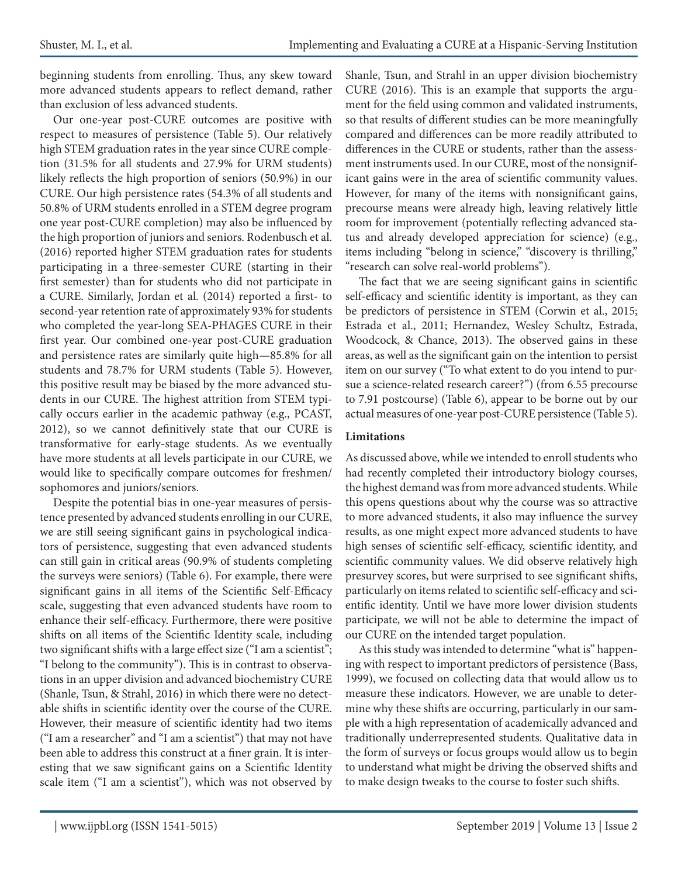beginning students from enrolling. Thus, any skew toward more advanced students appears to reflect demand, rather than exclusion of less advanced students.

Our one-year post-CURE outcomes are positive with respect to measures of persistence (Table 5). Our relatively high STEM graduation rates in the year since CURE completion (31.5% for all students and 27.9% for URM students) likely reflects the high proportion of seniors (50.9%) in our CURE. Our high persistence rates (54.3% of all students and 50.8% of URM students enrolled in a STEM degree program one year post-CURE completion) may also be influenced by the high proportion of juniors and seniors. Rodenbusch et al. (2016) reported higher STEM graduation rates for students participating in a three-semester CURE (starting in their first semester) than for students who did not participate in a CURE. Similarly, Jordan et al. (2014) reported a first- to second-year retention rate of approximately 93% for students who completed the year-long SEA-PHAGES CURE in their first year. Our combined one-year post-CURE graduation and persistence rates are similarly quite high—85.8% for all students and 78.7% for URM students (Table 5). However, this positive result may be biased by the more advanced students in our CURE. The highest attrition from STEM typically occurs earlier in the academic pathway (e.g., PCAST, 2012), so we cannot definitively state that our CURE is transformative for early-stage students. As we eventually have more students at all levels participate in our CURE, we would like to specifically compare outcomes for freshmen/sophomores and juniors/seniors.

Despite the potential bias in one-year measures of persistence presented by advanced students enrolling in our CURE, we are still seeing significant gains in psychological indicators of persistence, suggesting that even advanced students can still gain in critical areas (90.9% of students completing the surveys were seniors) (Table 6). For example, there were significant gains in all items of the Scientific Self-Efficacy scale, suggesting that even advanced students have room to enhance their self-efficacy. Furthermore, there were positive shifts on all items of the Scientific Identity scale, including two significant shifts with a large effect size ("I am a scientist"; "I belong to the community"). This is in contrast to observations in an upper division and advanced biochemistry CURE (Shanle, Tsun, & Strahl, 2016) in which there were no detectable shifts in scientific identity over the course of the CURE. However, their measure of scientific identity had two items ("I am a researcher" and "I am a scientist") that may not have been able to address this construct at a finer grain. It is interesting that we saw significant gains on a Scientific Identity scale item ("I am a scientist"), which was not observed by Shanle, Tsun, and Strahl in an upper division biochemistry CURE (2016). This is an example that supports the argument for the field using common and validated instruments, so that results of different studies can be more meaningfully compared and differences can be more readily attributed to differences in the CURE or students, rather than the assessment instruments used. In our CURE, most of the nonsignificant gains were in the area of scientific community values. However, for many of the items with nonsignificant gains, precourse means were already high, leaving relatively little room for improvement (potentially reflecting advanced status and already developed appreciation for science) (e.g., items including "belong in science," "discovery is thrilling," "research can solve real-world problems").

The fact that we are seeing significant gains in scientific self-efficacy and scientific identity is important, as they can be predictors of persistence in STEM (Corwin et al., 2015; Estrada et al., 2011; Hernandez, Wesley Schultz, Estrada, Woodcock, & Chance, 2013). The observed gains in these areas, as well as the significant gain on the intention to persist item on our survey ("To what extent to do you intend to pursue a science-related research career?") (from 6.55 precourse to 7.91 postcourse) (Table 6), appear to be borne out by our actual measures of one-year post-CURE persistence (Table 5).

**Limitations**

As discussed above, while we intended to enroll students who had recently completed their introductory biology courses, the highest demand was from more advanced students. While this opens questions about why the course was so attractive to more advanced students, it also may influence the survey results, as one might expect more advanced students to have high senses of scientific self-efficacy, scientific identity, and scientific community values. We did observe relatively high presurvey scores, but were surprised to see significant shifts, particularly on items related to scientific self-efficacy and scientific identity. Until we have more lower division students participate, we will not be able to determine the impact of our CURE on the intended target population.

As this study was intended to determine "what is" happening with respect to important predictors of persistence (Bass, 1999), we focused on collecting data that would allow us to measure these indicators. However, we are unable to determine why these shifts are occurring, particularly in our sample with a high representation of academically advanced and traditionally underrepresented students. Qualitative data in the form of surveys or focus groups would allow us to begin to understand what might be driving the observed shifts and to make design tweaks to the course to foster such shifts.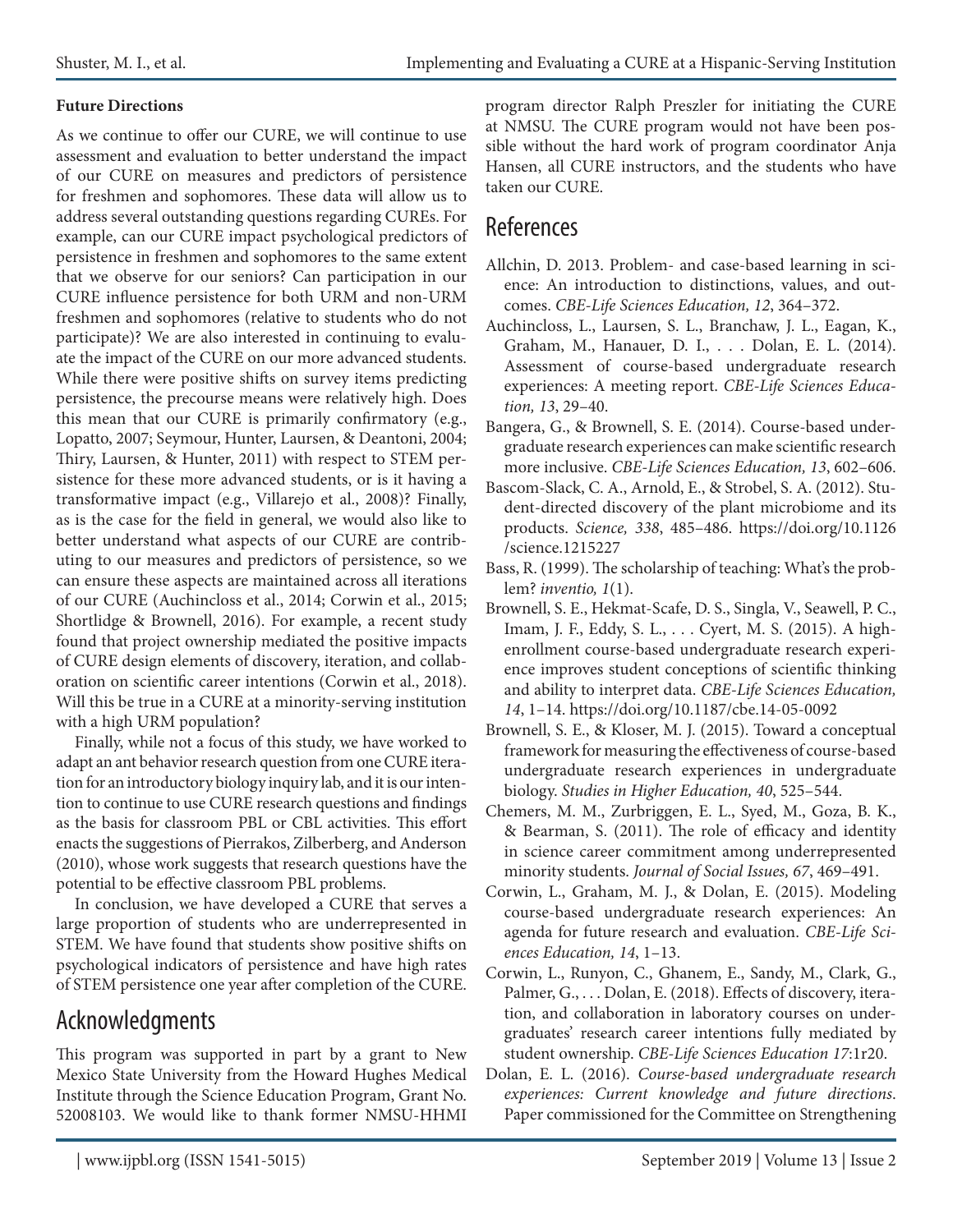### Future Directions

As we continue to offer our CURE, we will continue to use assessment and evaluation to better understand the impact of our CURE on measures and predictors of persistence for freshmen and sophomores. These data will allow us to address several outstanding questions regarding CUREs. For example, can our CURE impact psychological predictors of persistence in freshmen and sophomores to the same extent that we observe for our seniors? Can participation in our CURE influence persistence for both URM and non-URM freshmen and sophomores (relative to students who do not participate)? We are also interested in continuing to evaluate the impact of the CURE on our more advanced students. While there were positive shifts on survey items predicting persistence, the precourse means were relatively high. Does this mean that our CURE is primarily confirmatory (e.g., Lopatto, 2007; Seymour, Hunter, Laursen, & Deantoni, 2004; Thiry, Laursen, & Hunter, 2011) with respect to STEM persistence for these more advanced students, or is it having a transformative impact (e.g., Villarejo et al., 2008)? Finally, as is the case for the field in general, we would also like to better understand what aspects of our CURE are contributing to our measures and predictors of persistence, so we can ensure these aspects are maintained across all iterations of our CURE (Auchincloss et al., 2014; Corwin et al., 2015; Shortlidge & Brownell, 2016). For example, a recent study found that project ownership mediated the positive impacts of CURE design elements of discovery, iteration, and collaboration on scientific career intentions (Corwin et al., 2018). Will this be true in a CURE at a minority-serving institution with a high URM population?

Finally, while not a focus of this study, we have worked to adapt an ant behavior research question from one CURE iteration for an introductory biology inquiry lab, and it is our intention to continue to use CURE research questions and findings as the basis for classroom PBL or CBL activities. This effort enacts the suggestions of Pierrakos, Zilberberg, and Anderson (2010), whose work suggests that research questions have the potential to be effective classroom PBL problems.

In conclusion, we have developed a CURE that serves a large proportion of students who are underrepresented in STEM. We have found that students show positive shifts on psychological indicators of persistence and have high rates of STEM persistence one year after completion of the CURE.

## Acknowledgments

This program was supported in part by a grant to New Mexico State University from the Howard Hughes Medical Institute through the Science Education Program, Grant No. 52008103. We would like to thank former NMSU-HHMI program director Ralph Preszler for initiating the CURE at NMSU. The CURE program would not have been possible without the hard work of program coordinator Anja Hansen, all CURE instructors, and the students who have taken our CURE.

## References

Allchin, D. 2013. Problem- and case-based learning in science: An introduction to distinctions, values, and outcomes. *CBE-Life Sciences Education, 12*, 364–372.

Auchincloss, L., Laursen, S. L., Branchaw, J. L., Eagan, K., Graham, M., Hanauer, D. I., . . . Dolan, E. L. (2014). Assessment of course-based undergraduate research experiences: A meeting report. *CBE-Life Sciences Education, 13*, 29–40.

Bangera, G., & Brownell, S. E. (2014). Course-based undergraduate research experiences can make scientific research more inclusive. *CBE-Life Sciences Education, 13*, 602–606.

Bascom-Slack, C. A., Arnold, E., & Strobel, S. A. (2012). Student-directed discovery of the plant microbiome and its products. *Science, 338*, 485–486. https://doi.org/10.1126/science.1215227

Bass, R. (1999). The scholarship of teaching: What's the problem? *inventio, 1*(1).

Brownell, S. E., Hekmat-Scafe, D. S., Singla, V., Seawell, P. C., Imam, J. F., Eddy, S. L., . . . Cyert, M. S. (2015). A high-enrollment course-based undergraduate research experience improves student conceptions of scientific thinking and ability to interpret data. *CBE-Life Sciences Education, 14*, 1–14. https://doi.org/10.1187/cbe.14-05-0092

Brownell, S. E., & Kloser, M. J. (2015). Toward a conceptual framework for measuring the effectiveness of course-based undergraduate research experiences in undergraduate biology. *Studies in Higher Education, 40*, 525–544.

Chemers, M. M., Zurbriggen, E. L., Syed, M., Goza, B. K., & Bearman, S. (2011). The role of efficacy and identity in science career commitment among underrepresented minority students. *Journal of Social Issues, 67*, 469–491.

Corwin, L., Graham, M. J., & Dolan, E. (2015). Modeling course-based undergraduate research experiences: An agenda for future research and evaluation. *CBE-Life Sciences Education, 14*, 1–13.

Corwin, L., Runyon, C., Ghanem, E., Sandy, M., Clark, G., Palmer, G., . . . Dolan, E. (2018). Effects of discovery, iteration, and collaboration in laboratory courses on undergraduates' research career intentions fully mediated by student ownership. *CBE-Life Sciences Education 17*:1r20.

Dolan, E. L. (2016). *Course-based undergraduate research experiences: Current knowledge and future directions*. Paper commissioned for the Committee on Strengthening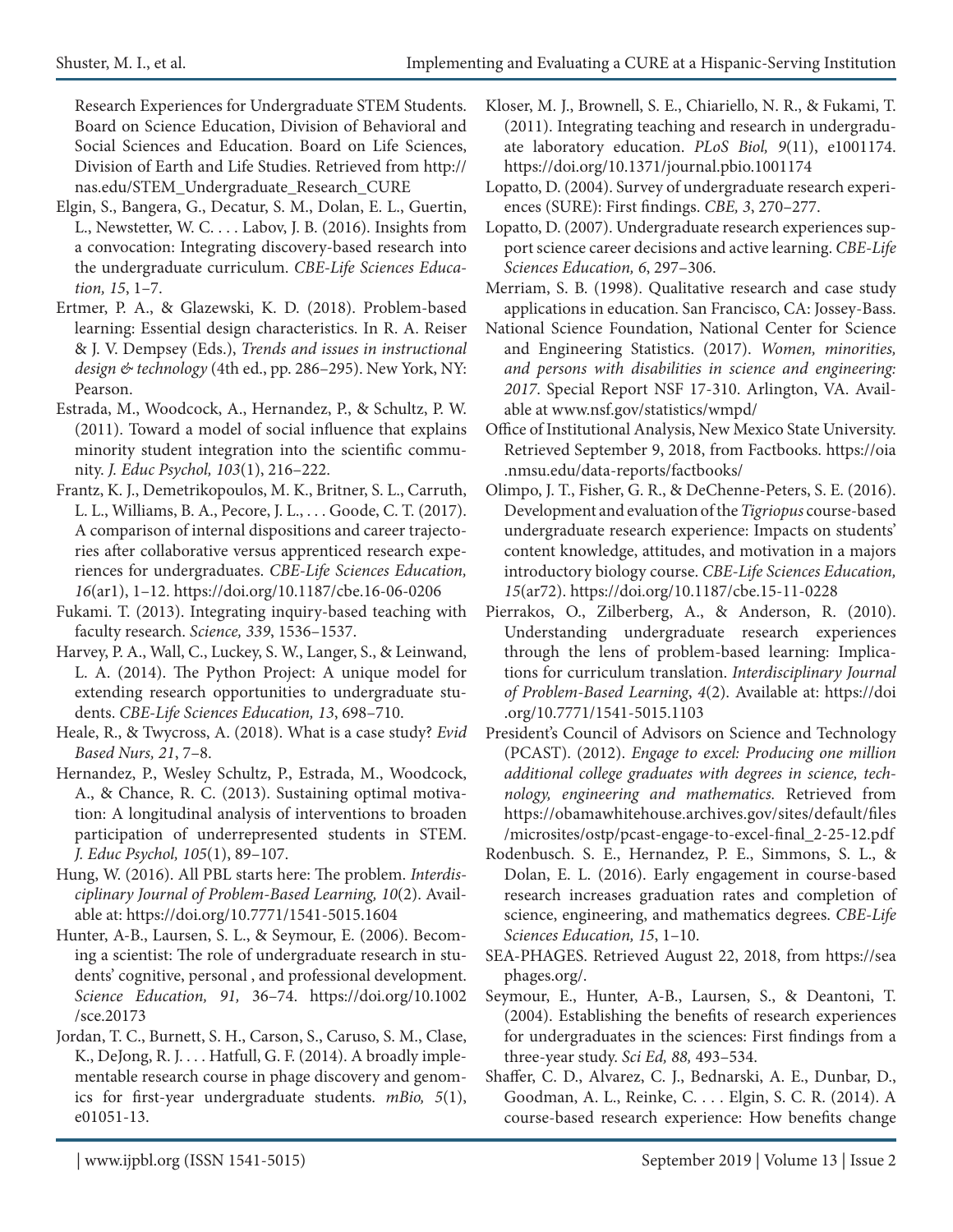Research Experiences for Undergraduate STEM Students. Board on Science Education, Division of Behavioral and Social Sciences and Education. Board on Life Sciences, Division of Earth and Life Studies. Retrieved from http://nas.edu/STEM_Undergraduate_Research_CURE

Elgin, S., Bangera, G., Decatur, S. M., Dolan, E. L., Guertin, L., Newstetter, W. C. . . . Labov, J. B. (2016). Insights from a convocation: Integrating discovery-based research into the undergraduate curriculum. *CBE-Life Sciences Education, 15*, 1–7.

Ertmer, P. A., & Glazewski, K. D. (2018). Problem-based learning: Essential design characteristics. In R. A. Reiser & J. V. Dempsey (Eds.), *Trends and issues in instructional design & technology* (4th ed., pp. 286–295). New York, NY: Pearson.

Estrada, M., Woodcock, A., Hernandez, P., & Schultz, P. W. (2011). Toward a model of social influence that explains minority student integration into the scientific community. *J. Educ Psychol, 103*(1), 216–222.

Frantz, K. J., Demetrikopoulos, M. K., Britner, S. L., Carruth, L. L., Williams, B. A., Pecore, J. L., . . . Goode, C. T. (2017). A comparison of internal dispositions and career trajectories after collaborative versus apprenticed research experiences for undergraduates. *CBE-Life Sciences Education, 16*(ar1), 1–12. https://doi.org/10.1187/cbe.16-06-0206

Fukami. T. (2013). Integrating inquiry-based teaching with faculty research. *Science, 339*, 1536–1537.

Harvey, P. A., Wall, C., Luckey, S. W., Langer, S., & Leinwand, L. A. (2014). The Python Project: A unique model for extending research opportunities to undergraduate students. *CBE-Life Sciences Education, 13*, 698–710.

Heale, R., & Twycross, A. (2018). What is a case study? *Evid Based Nurs, 21*, 7–8.

Hernandez, P., Wesley Schultz, P., Estrada, M., Woodcock, A., & Chance, R. C. (2013). Sustaining optimal motivation: A longitudinal analysis of interventions to broaden participation of underrepresented students in STEM. *J. Educ Psychol, 105*(1), 89–107.

Hung, W. (2016). All PBL starts here: The problem. *Interdisciplinary Journal of Problem-Based Learning, 10*(2). Available at: https://doi.org/10.7771/1541-5015.1604

Hunter, A-B., Laursen, S. L., & Seymour, E. (2006). Becoming a scientist: The role of undergraduate research in students' cognitive, personal , and professional development. *Science Education, 91,* 36–74. https://doi.org/10.1002/sce.20173

Jordan, T. C., Burnett, S. H., Carson, S., Caruso, S. M., Clase, K., DeJong, R. J. . . . Hatfull, G. F. (2014). A broadly implementable research course in phage discovery and genomics for first-year undergraduate students. *mBio, 5*(1), e01051-13.

Kloser, M. J., Brownell, S. E., Chiariello, N. R., & Fukami, T. (2011). Integrating teaching and research in undergraduate laboratory education. *PLoS Biol, 9*(11), e1001174. https://doi.org/10.1371/journal.pbio.1001174

Lopatto, D. (2004). Survey of undergraduate research experiences (SURE): First findings. *CBE, 3*, 270–277.

Lopatto, D. (2007). Undergraduate research experiences support science career decisions and active learning. *CBE-Life Sciences Education, 6*, 297–306.

Merriam, S. B. (1998). Qualitative research and case study applications in education. San Francisco, CA: Jossey-Bass.

National Science Foundation, National Center for Science and Engineering Statistics. (2017). *Women, minorities, and persons with disabilities in science and engineering: 2017*. Special Report NSF 17-310. Arlington, VA. Available at www.nsf.gov/statistics/wmpd/

Office of Institutional Analysis, New Mexico State University. Retrieved September 9, 2018, from Factbooks. https://oia.nmsu.edu/data-reports/factbooks/

Olimpo, J. T., Fisher, G. R., & DeChenne-Peters, S. E. (2016). Development and evaluation of the *Tigriopus* course-based undergraduate research experience: Impacts on students' content knowledge, attitudes, and motivation in a majors introductory biology course. *CBE-Life Sciences Education, 15*(ar72). https://doi.org/10.1187/cbe.15-11-0228

Pierrakos, O., Zilberberg, A., & Anderson, R. (2010). Understanding undergraduate research experiences through the lens of problem-based learning: Implications for curriculum translation. *Interdisciplinary Journal of Problem-Based Learning*, *4*(2). Available at: https://doi.org/10.7771/1541-5015.1103

President's Council of Advisors on Science and Technology (PCAST). (2012). *Engage to excel: Producing one million additional college graduates with degrees in science, technology, engineering and mathematics.* Retrieved from https://obamawhitehouse.archives.gov/sites/default/files/microsites/ostp/pcast-engage-to-excel-final_2-25-12.pdf

Rodenbusch. S. E., Hernandez, P. E., Simmons, S. L., & Dolan, E. L. (2016). Early engagement in course-based research increases graduation rates and completion of science, engineering, and mathematics degrees. *CBE-Life Sciences Education, 15*, 1–10.

SEA-PHAGES. Retrieved August 22, 2018, from https://seaphages.org/.

Seymour, E., Hunter, A-B., Laursen, S., & Deantoni, T. (2004). Establishing the benefits of research experiences for undergraduates in the sciences: First findings from a three-year study. *Sci Ed, 88,* 493–534.

Shaffer, C. D., Alvarez, C. J., Bednarski, A. E., Dunbar, D., Goodman, A. L., Reinke, C. . . . Elgin, S. C. R. (2014). A course-based research experience: How benefits change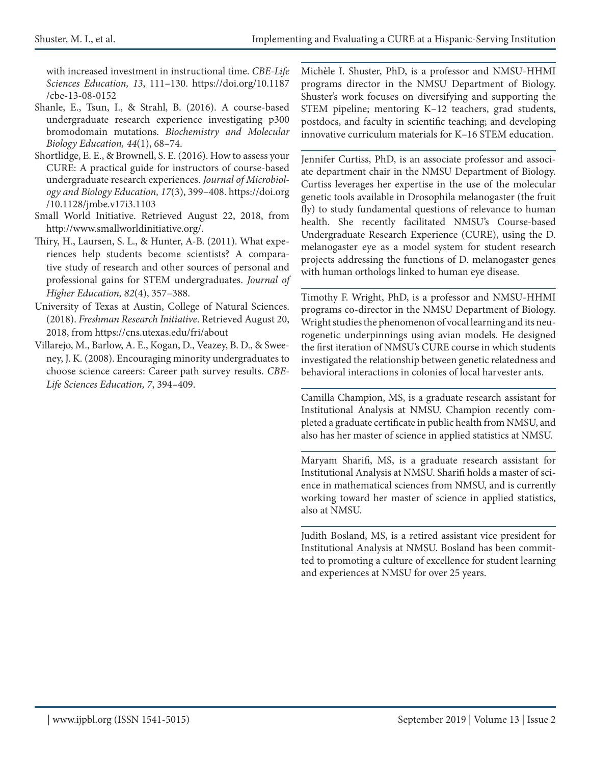with increased investment in instructional time. *CBE-Life Sciences Education, 13*, 111–130. https://doi.org/10.1187/cbe-13-08-0152

Shanle, E., Tsun, I., & Strahl, B. (2016). A course-based undergraduate research experience investigating p300 bromodomain mutations. *Biochemistry and Molecular Biology Education, 44*(1), 68–74.

Shortlidge, E. E., & Brownell, S. E. (2016). How to assess your CURE: A practical guide for instructors of course-based undergraduate research experiences. *Journal of Microbiology and Biology Education, 17*(3), 399–408. https://doi.org/10.1128/jmbe.v17i3.1103

Small World Initiative. Retrieved August 22, 2018, from http://www.smallworldinitiative.org/.

Thiry, H., Laursen, S. L., & Hunter, A-B. (2011). What experiences help students become scientists? A comparative study of research and other sources of personal and professional gains for STEM undergraduates. *Journal of Higher Education, 82*(4), 357–388.

University of Texas at Austin, College of Natural Sciences. (2018). *Freshman Research Initiative*. Retrieved August 20, 2018, from https://cns.utexas.edu/fri/about

Villarejo, M., Barlow, A. E., Kogan, D., Veazey, B. D., & Sweeney, J. K. (2008). Encouraging minority undergraduates to choose science careers: Career path survey results. *CBE-Life Sciences Education, 7*, 394–409.

---

Michèle I. Shuster, PhD, is a professor and NMSU-HHMI programs director in the NMSU Department of Biology. Shuster's work focuses on diversifying and supporting the STEM pipeline; mentoring K–12 teachers, grad students, postdocs, and faculty in scientific teaching; and developing innovative curriculum materials for K–16 STEM education.

Jennifer Curtiss, PhD, is an associate professor and associate department chair in the NMSU Department of Biology. Curtiss leverages her expertise in the use of the molecular genetic tools available in Drosophila melanogaster (the fruit fly) to study fundamental questions of relevance to human health. She recently facilitated NMSU's Course-based Undergraduate Research Experience (CURE), using the D. melanogaster eye as a model system for student research projects addressing the functions of D. melanogaster genes with human orthologs linked to human eye disease.

Timothy F. Wright, PhD, is a professor and NMSU-HHMI programs co-director in the NMSU Department of Biology. Wright studies the phenomenon of vocal learning and its neurogenetic underpinnings using avian models. He designed the first iteration of NMSU's CURE course in which students investigated the relationship between genetic relatedness and behavioral interactions in colonies of local harvester ants.

Camilla Champion, MS, is a graduate research assistant for Institutional Analysis at NMSU. Champion recently completed a graduate certificate in public health from NMSU, and also has her master of science in applied statistics at NMSU.

Maryam Sharifi, MS, is a graduate research assistant for Institutional Analysis at NMSU. Sharifi holds a master of science in mathematical sciences from NMSU, and is currently working toward her master of science in applied statistics, also at NMSU.

Judith Bosland, MS, is a retired assistant vice president for Institutional Analysis at NMSU. Bosland has been committed to promoting a culture of excellence for student learning and experiences at NMSU for over 25 years.